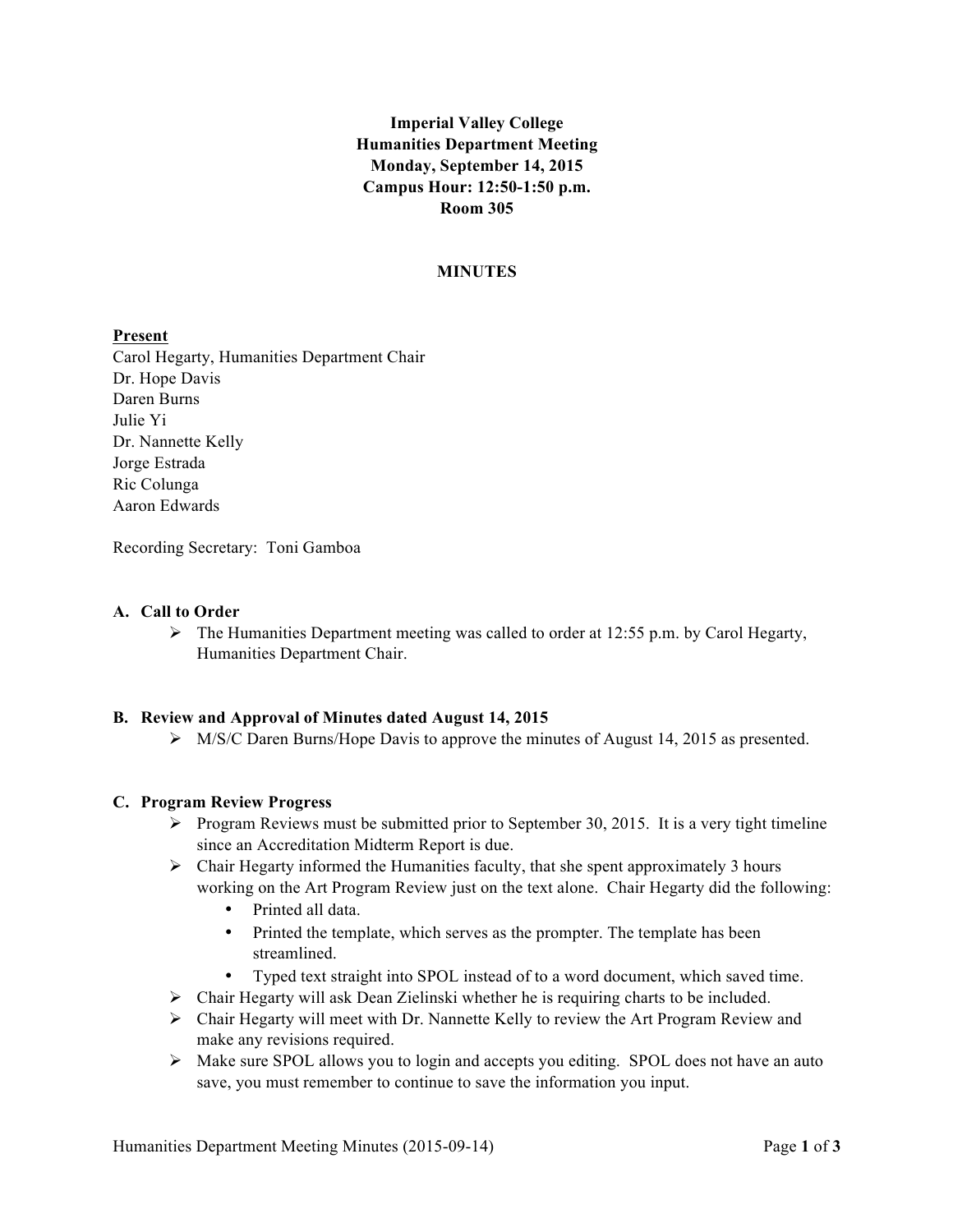**Imperial Valley College**
**Humanities Department Meeting**
**Monday, September 14, 2015**
**Campus Hour: 12:50-1:50 p.m.**
**Room 305**

**MINUTES**

**Present**
Carol Hegarty, Humanities Department Chair
Dr. Hope Davis
Daren Burns
Julie Yi
Dr. Nannette Kelly
Jorge Estrada
Ric Colunga
Aaron Edwards

Recording Secretary: Toni Gamboa

**A. Call to Order**

- The Humanities Department meeting was called to order at 12:55 p.m. by Carol Hegarty, Humanities Department Chair.

**B. Review and Approval of Minutes dated August 14, 2015**

- M/S/C Daren Burns/Hope Davis to approve the minutes of August 14, 2015 as presented.

**C. Program Review Progress**

- Program Reviews must be submitted prior to September 30, 2015. It is a very tight timeline since an Accreditation Midterm Report is due.
- Chair Hegarty informed the Humanities faculty, that she spent approximately 3 hours working on the Art Program Review just on the text alone. Chair Hegarty did the following:
  - Printed all data.
  - Printed the template, which serves as the prompter. The template has been streamlined.
  - Typed text straight into SPOL instead of to a word document, which saved time.
- Chair Hegarty will ask Dean Zielinski whether he is requiring charts to be included.
- Chair Hegarty will meet with Dr. Nannette Kelly to review the Art Program Review and make any revisions required.
- Make sure SPOL allows you to login and accepts you editing. SPOL does not have an auto save, you must remember to continue to save the information you input.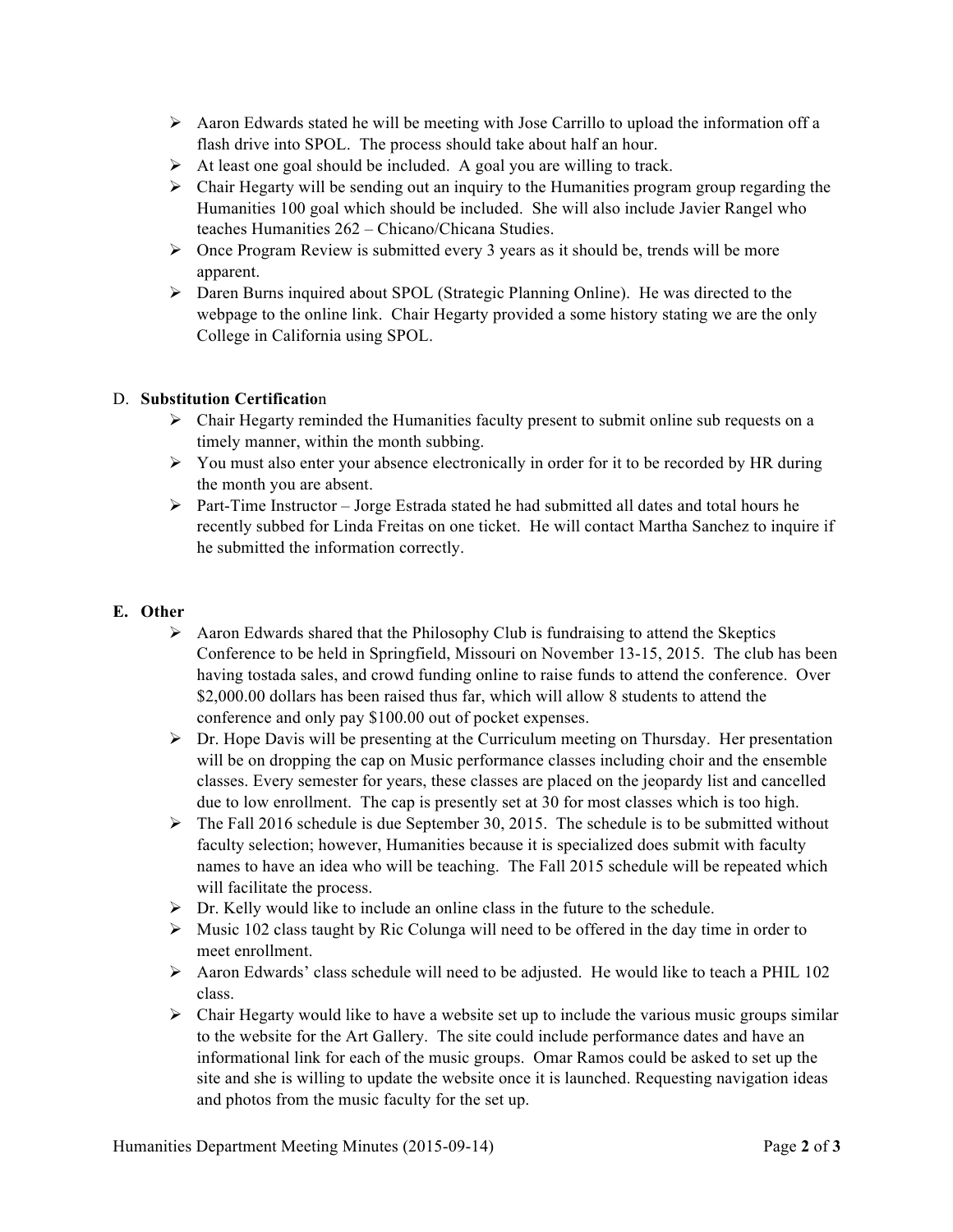- Aaron Edwards stated he will be meeting with Jose Carrillo to upload the information off a flash drive into SPOL. The process should take about half an hour.
- At least one goal should be included. A goal you are willing to track.
- Chair Hegarty will be sending out an inquiry to the Humanities program group regarding the Humanities 100 goal which should be included. She will also include Javier Rangel who teaches Humanities 262 – Chicano/Chicana Studies.
- Once Program Review is submitted every 3 years as it should be, trends will be more apparent.
- Daren Burns inquired about SPOL (Strategic Planning Online). He was directed to the webpage to the online link. Chair Hegarty provided a some history stating we are the only College in California using SPOL.

D. **Substitution Certificatio**n

- Chair Hegarty reminded the Humanities faculty present to submit online sub requests on a timely manner, within the month subbing.
- You must also enter your absence electronically in order for it to be recorded by HR during the month you are absent.
- Part-Time Instructor – Jorge Estrada stated he had submitted all dates and total hours he recently subbed for Linda Freitas on one ticket. He will contact Martha Sanchez to inquire if he submitted the information correctly.

**E. Other**

- Aaron Edwards shared that the Philosophy Club is fundraising to attend the Skeptics Conference to be held in Springfield, Missouri on November 13-15, 2015. The club has been having tostada sales, and crowd funding online to raise funds to attend the conference. Over $2,000.00 dollars has been raised thus far, which will allow 8 students to attend the conference and only pay $100.00 out of pocket expenses.
- Dr. Hope Davis will be presenting at the Curriculum meeting on Thursday. Her presentation will be on dropping the cap on Music performance classes including choir and the ensemble classes. Every semester for years, these classes are placed on the jeopardy list and cancelled due to low enrollment. The cap is presently set at 30 for most classes which is too high.
- The Fall 2016 schedule is due September 30, 2015. The schedule is to be submitted without faculty selection; however, Humanities because it is specialized does submit with faculty names to have an idea who will be teaching. The Fall 2015 schedule will be repeated which will facilitate the process.
- Dr. Kelly would like to include an online class in the future to the schedule.
- Music 102 class taught by Ric Colunga will need to be offered in the day time in order to meet enrollment.
- Aaron Edwards' class schedule will need to be adjusted. He would like to teach a PHIL 102 class.
- Chair Hegarty would like to have a website set up to include the various music groups similar to the website for the Art Gallery. The site could include performance dates and have an informational link for each of the music groups. Omar Ramos could be asked to set up the site and she is willing to update the website once it is launched. Requesting navigation ideas and photos from the music faculty for the set up.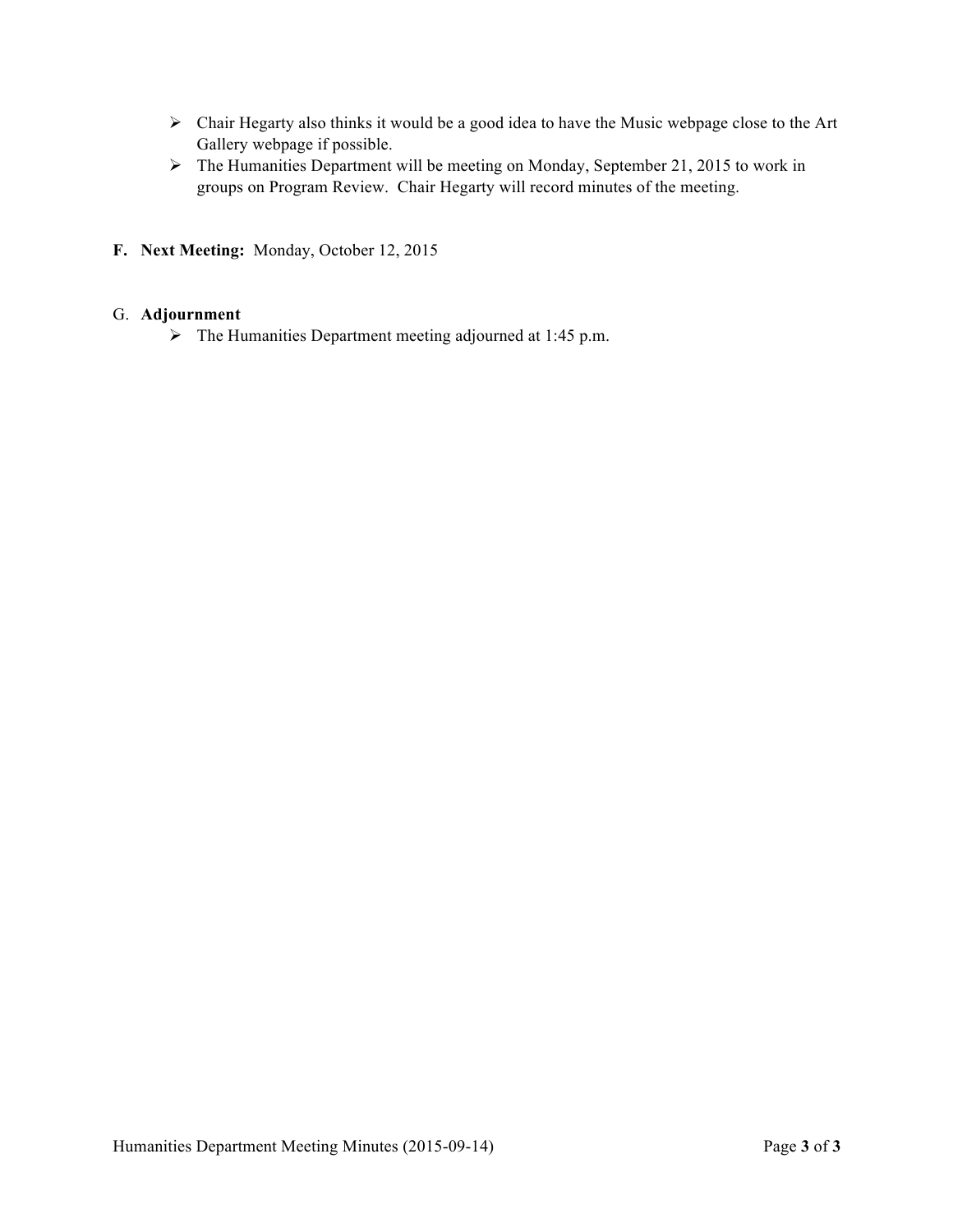- Chair Hegarty also thinks it would be a good idea to have the Music webpage close to the Art Gallery webpage if possible.
- The Humanities Department will be meeting on Monday, September 21, 2015 to work in groups on Program Review. Chair Hegarty will record minutes of the meeting.

**F. Next Meeting:** Monday, October 12, 2015

G. **Adjournment**

- The Humanities Department meeting adjourned at 1:45 p.m.